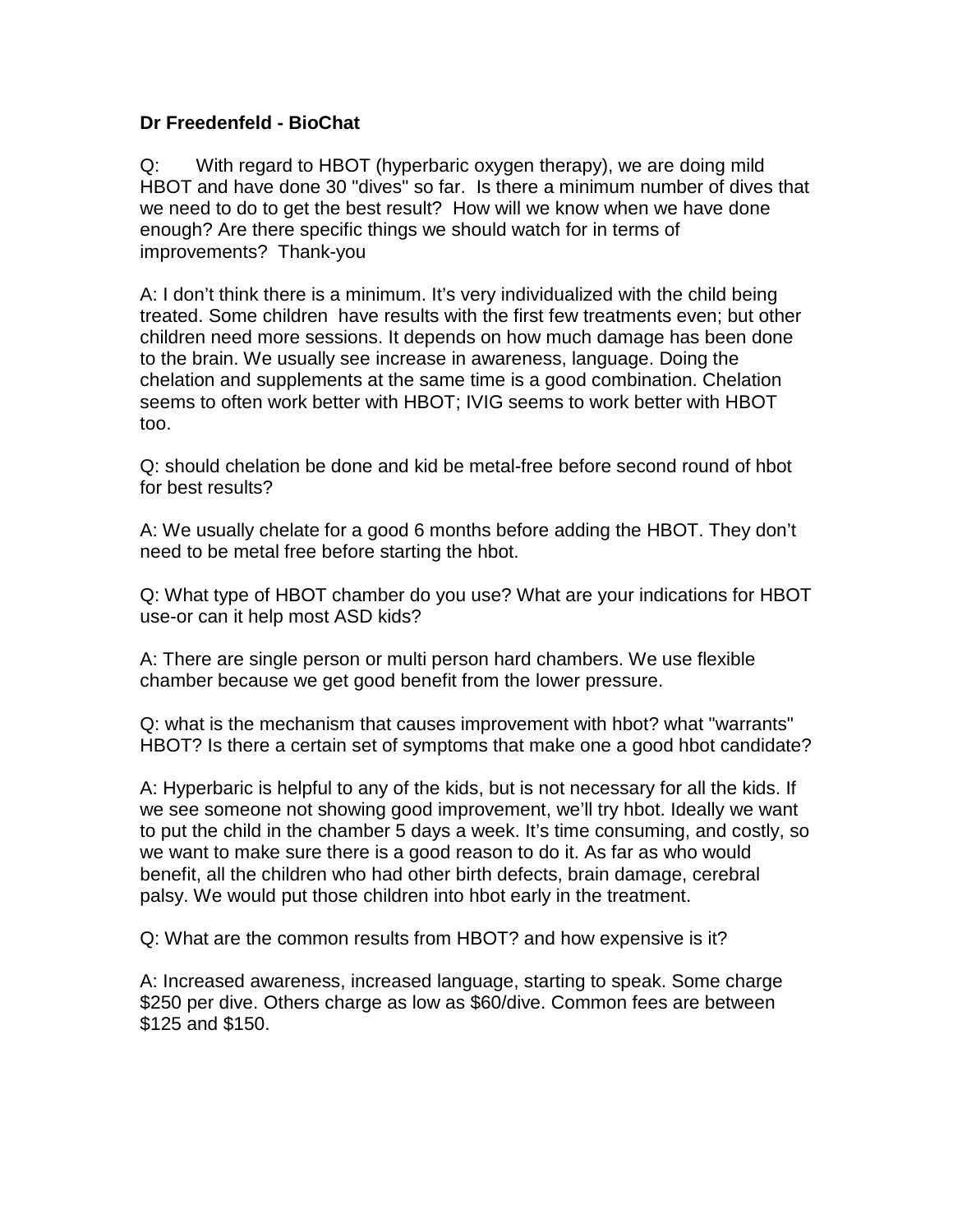**Dr Freedenfeld - BioChat**

Q: With regard to HBOT (hyperbaric oxygen therapy), we are doing mild HBOT and have done 30 "dives" so far. Is there a minimum number of dives that we need to do to get the best result? How will we know when we have done enough? Are there specific things we should watch for in terms of improvements? Thank-you

A: I don't think there is a minimum. It's very individualized with the child being treated. Some children have results with the first few treatments even; but other children need more sessions. It depends on how much damage has been done to the brain. We usually see increase in awareness, language. Doing the chelation and supplements at the same time is a good combination. Chelation seems to often work better with HBOT; IVIG seems to work better with HBOT too.

Q: should chelation be done and kid be metal-free before second round of hbot for best results?

A: We usually chelate for a good 6 months before adding the HBOT. They don't need to be metal free before starting the hbot.

Q: What type of HBOT chamber do you use? What are your indications for HBOT use-or can it help most ASD kids?

A: There are single person or multi person hard chambers. We use flexible chamber because we get good benefit from the lower pressure.

Q: what is the mechanism that causes improvement with hbot? what "warrants" HBOT? Is there a certain set of symptoms that make one a good hbot candidate?

A: Hyperbaric is helpful to any of the kids, but is not necessary for all the kids. If we see someone not showing good improvement, we'll try hbot. Ideally we want to put the child in the chamber 5 days a week. It's time consuming, and costly, so we want to make sure there is a good reason to do it. As far as who would benefit, all the children who had other birth defects, brain damage, cerebral palsy. We would put those children into hbot early in the treatment.

Q: What are the common results from HBOT? and how expensive is it?

A: Increased awareness, increased language, starting to speak. Some charge $250 per dive. Others charge as low as $60/dive. Common fees are between $125 and $150.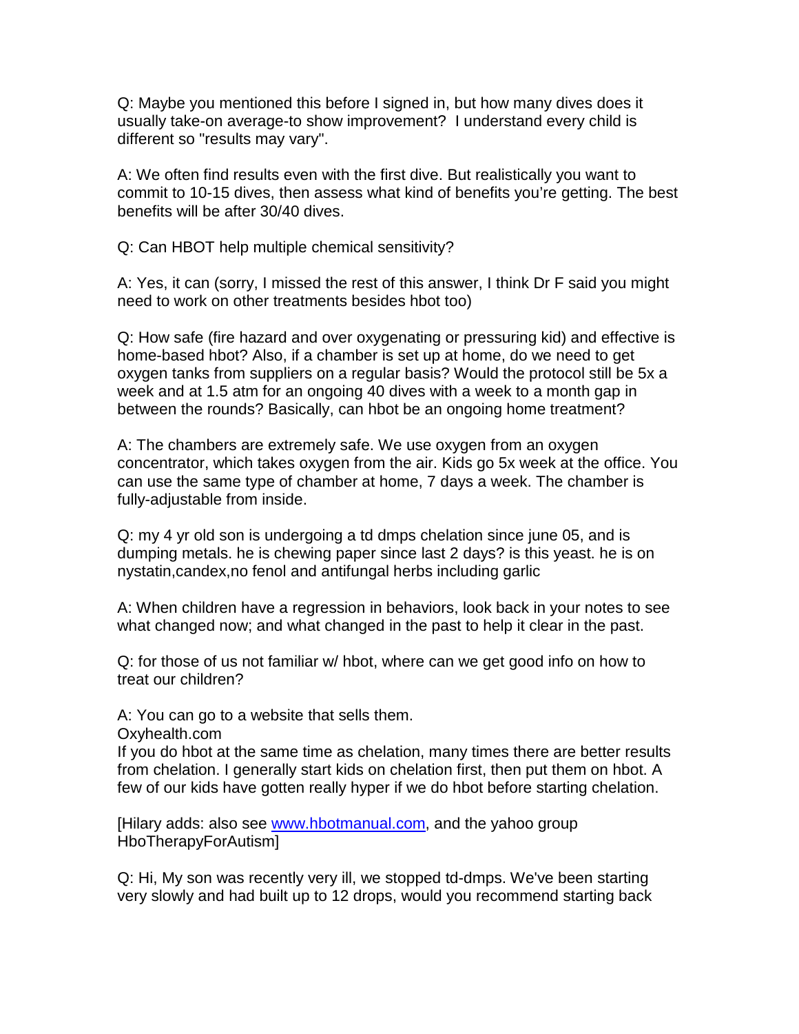Q: Maybe you mentioned this before I signed in, but how many dives does it usually take-on average-to show improvement? I understand every child is different so "results may vary".

A: We often find results even with the first dive. But realistically you want to commit to 10-15 dives, then assess what kind of benefits you're getting. The best benefits will be after 30/40 dives.

Q: Can HBOT help multiple chemical sensitivity?

A: Yes, it can (sorry, I missed the rest of this answer, I think Dr F said you might need to work on other treatments besides hbot too)

Q: How safe (fire hazard and over oxygenating or pressuring kid) and effective is home-based hbot? Also, if a chamber is set up at home, do we need to get oxygen tanks from suppliers on a regular basis? Would the protocol still be 5x a week and at 1.5 atm for an ongoing 40 dives with a week to a month gap in between the rounds? Basically, can hbot be an ongoing home treatment?

A: The chambers are extremely safe. We use oxygen from an oxygen concentrator, which takes oxygen from the air. Kids go 5x week at the office. You can use the same type of chamber at home, 7 days a week. The chamber is fully-adjustable from inside.

Q: my 4 yr old son is undergoing a td dmps chelation since june 05, and is dumping metals. he is chewing paper since last 2 days? is this yeast. he is on nystatin,candex,no fenol and antifungal herbs including garlic

A: When children have a regression in behaviors, look back in your notes to see what changed now; and what changed in the past to help it clear in the past.

Q: for those of us not familiar w/ hbot, where can we get good info on how to treat our children?

A: You can go to a website that sells them.
Oxyhealth.com
If you do hbot at the same time as chelation, many times there are better results from chelation. I generally start kids on chelation first, then put them on hbot. A few of our kids have gotten really hyper if we do hbot before starting chelation.

[Hilary adds: also see www.hbotmanual.com, and the yahoo group HboTherapyForAutism]

Q: Hi, My son was recently very ill, we stopped td-dmps. We've been starting very slowly and had built up to 12 drops, would you recommend starting back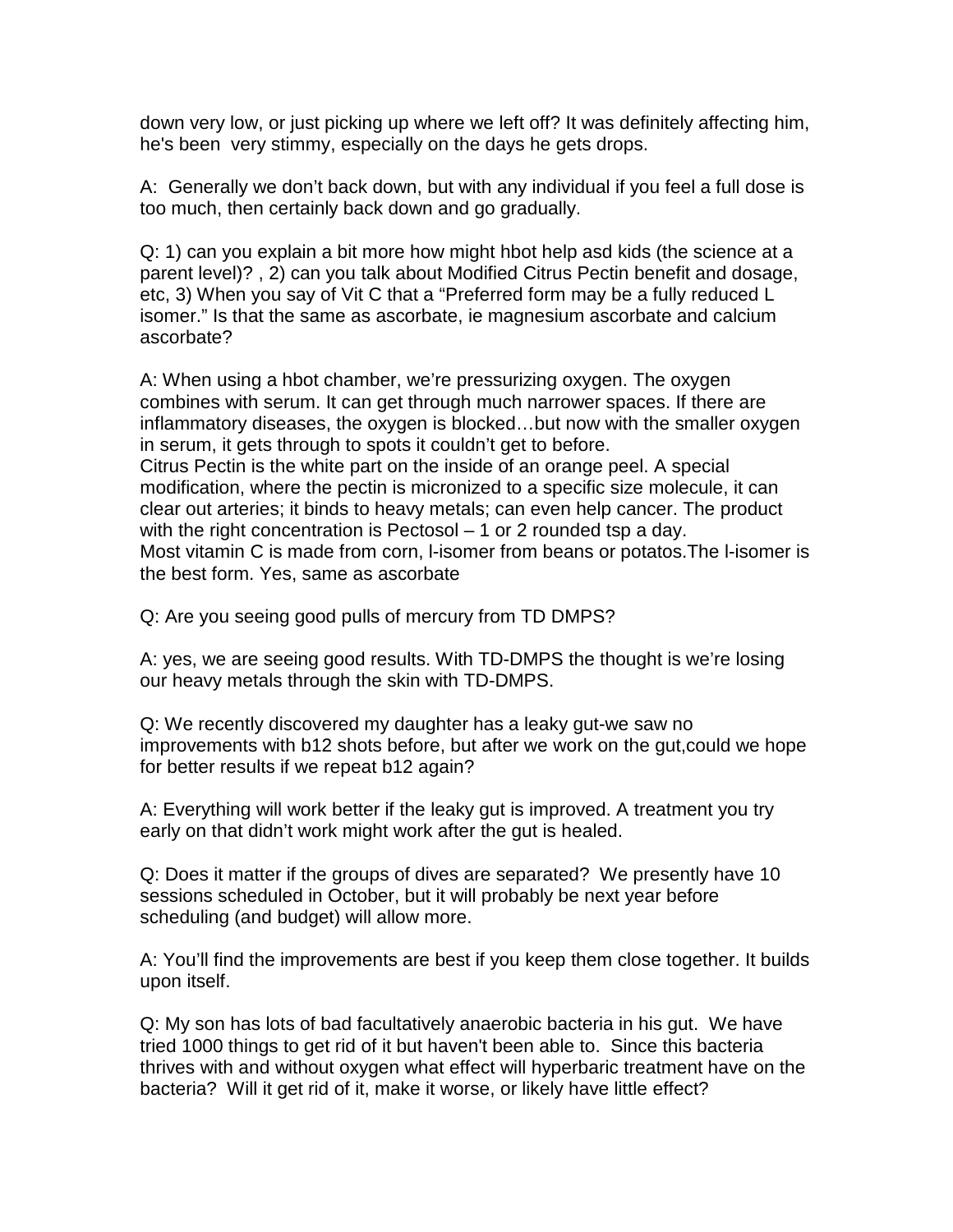down very low, or just picking up where we left off? It was definitely affecting him, he's been very stimmy, especially on the days he gets drops.

A: Generally we don't back down, but with any individual if you feel a full dose is too much, then certainly back down and go gradually.

Q: 1) can you explain a bit more how might hbot help asd kids (the science at a parent level)? , 2) can you talk about Modified Citrus Pectin benefit and dosage, etc, 3) When you say of Vit C that a "Preferred form may be a fully reduced L isomer." Is that the same as ascorbate, ie magnesium ascorbate and calcium ascorbate?

A: When using a hbot chamber, we're pressurizing oxygen. The oxygen combines with serum. It can get through much narrower spaces. If there are inflammatory diseases, the oxygen is blocked…but now with the smaller oxygen in serum, it gets through to spots it couldn't get to before.
Citrus Pectin is the white part on the inside of an orange peel. A special modification, where the pectin is micronized to a specific size molecule, it can clear out arteries; it binds to heavy metals; can even help cancer. The product with the right concentration is Pectosol – 1 or 2 rounded tsp a day.
Most vitamin C is made from corn, l-isomer from beans or potatos.The l-isomer is the best form. Yes, same as ascorbate

Q: Are you seeing good pulls of mercury from TD DMPS?

A: yes, we are seeing good results. With TD-DMPS the thought is we're losing our heavy metals through the skin with TD-DMPS.

Q: We recently discovered my daughter has a leaky gut-we saw no improvements with b12 shots before, but after we work on the gut,could we hope for better results if we repeat b12 again?

A: Everything will work better if the leaky gut is improved. A treatment you try early on that didn't work might work after the gut is healed.

Q: Does it matter if the groups of dives are separated? We presently have 10 sessions scheduled in October, but it will probably be next year before scheduling (and budget) will allow more.

A: You'll find the improvements are best if you keep them close together. It builds upon itself.

Q: My son has lots of bad facultatively anaerobic bacteria in his gut. We have tried 1000 things to get rid of it but haven't been able to. Since this bacteria thrives with and without oxygen what effect will hyperbaric treatment have on the bacteria? Will it get rid of it, make it worse, or likely have little effect?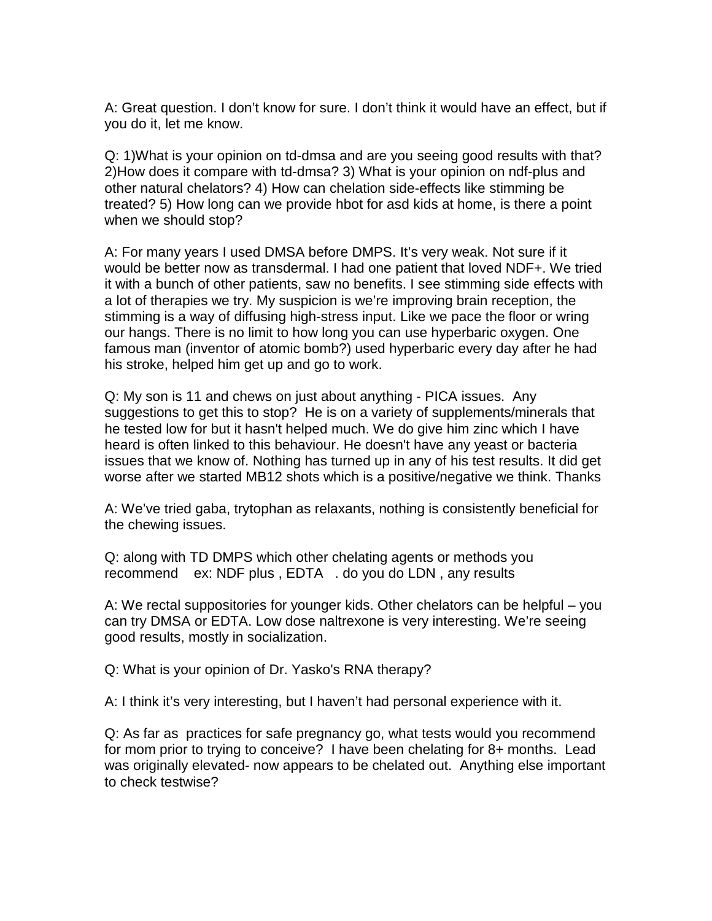A: Great question. I don't know for sure. I don't think it would have an effect, but if you do it, let me know.

Q: 1)What is your opinion on td-dmsa and are you seeing good results with that? 2)How does it compare with td-dmsa? 3) What is your opinion on ndf-plus and other natural chelators? 4) How can chelation side-effects like stimming be treated? 5) How long can we provide hbot for asd kids at home, is there a point when we should stop?

A: For many years I used DMSA before DMPS. It's very weak. Not sure if it would be better now as transdermal. I had one patient that loved NDF+. We tried it with a bunch of other patients, saw no benefits. I see stimming side effects with a lot of therapies we try. My suspicion is we're improving brain reception, the stimming is a way of diffusing high-stress input. Like we pace the floor or wring our hangs. There is no limit to how long you can use hyperbaric oxygen. One famous man (inventor of atomic bomb?) used hyperbaric every day after he had his stroke, helped him get up and go to work.

Q: My son is 11 and chews on just about anything - PICA issues. Any suggestions to get this to stop? He is on a variety of supplements/minerals that he tested low for but it hasn't helped much. We do give him zinc which I have heard is often linked to this behaviour. He doesn't have any yeast or bacteria issues that we know of. Nothing has turned up in any of his test results. It did get worse after we started MB12 shots which is a positive/negative we think. Thanks

A: We've tried gaba, trytophan as relaxants, nothing is consistently beneficial for the chewing issues.

Q: along with TD DMPS which other chelating agents or methods you recommend ex: NDF plus , EDTA . do you do LDN , any results

A: We rectal suppositories for younger kids. Other chelators can be helpful – you can try DMSA or EDTA. Low dose naltrexone is very interesting. We're seeing good results, mostly in socialization.

Q: What is your opinion of Dr. Yasko's RNA therapy?

A: I think it's very interesting, but I haven't had personal experience with it.

Q: As far as practices for safe pregnancy go, what tests would you recommend for mom prior to trying to conceive? I have been chelating for 8+ months. Lead was originally elevated- now appears to be chelated out. Anything else important to check testwise?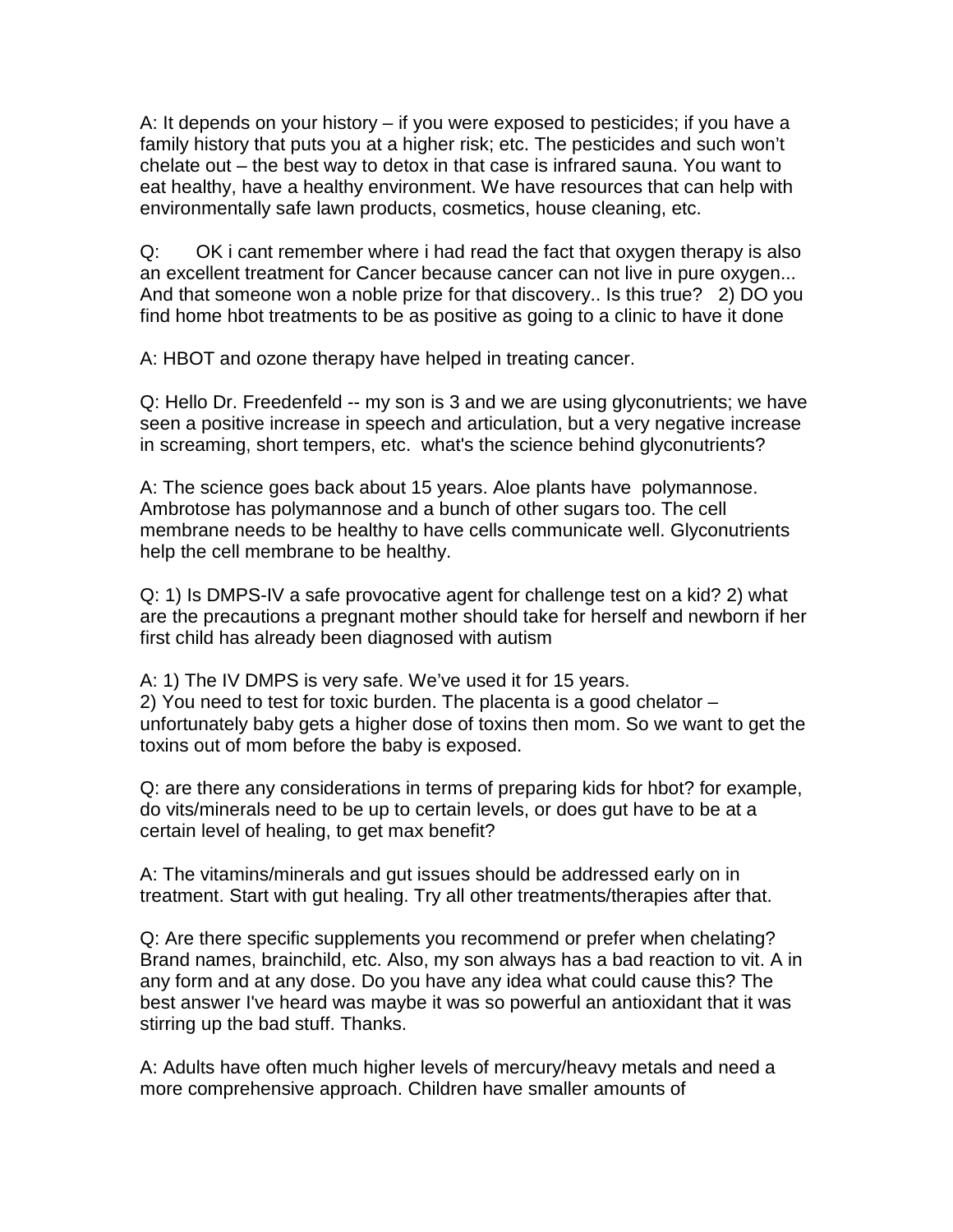A: It depends on your history – if you were exposed to pesticides; if you have a family history that puts you at a higher risk; etc. The pesticides and such won't chelate out – the best way to detox in that case is infrared sauna. You want to eat healthy, have a healthy environment. We have resources that can help with environmentally safe lawn products, cosmetics, house cleaning, etc.

Q: OK i cant remember where i had read the fact that oxygen therapy is also an excellent treatment for Cancer because cancer can not live in pure oxygen... And that someone won a noble prize for that discovery.. Is this true? 2) DO you find home hbot treatments to be as positive as going to a clinic to have it done

A: HBOT and ozone therapy have helped in treating cancer.

Q: Hello Dr. Freedenfeld -- my son is 3 and we are using glyconutrients; we have seen a positive increase in speech and articulation, but a very negative increase in screaming, short tempers, etc. what's the science behind glyconutrients?

A: The science goes back about 15 years. Aloe plants have polymannose. Ambrotose has polymannose and a bunch of other sugars too. The cell membrane needs to be healthy to have cells communicate well. Glyconutrients help the cell membrane to be healthy.

Q: 1) Is DMPS-IV a safe provocative agent for challenge test on a kid? 2) what are the precautions a pregnant mother should take for herself and newborn if her first child has already been diagnosed with autism

A: 1) The IV DMPS is very safe. We've used it for 15 years.
2) You need to test for toxic burden. The placenta is a good chelator – unfortunately baby gets a higher dose of toxins then mom. So we want to get the toxins out of mom before the baby is exposed.

Q: are there any considerations in terms of preparing kids for hbot? for example, do vits/minerals need to be up to certain levels, or does gut have to be at a certain level of healing, to get max benefit?

A: The vitamins/minerals and gut issues should be addressed early on in treatment. Start with gut healing. Try all other treatments/therapies after that.

Q: Are there specific supplements you recommend or prefer when chelating? Brand names, brainchild, etc. Also, my son always has a bad reaction to vit. A in any form and at any dose. Do you have any idea what could cause this? The best answer I've heard was maybe it was so powerful an antioxidant that it was stirring up the bad stuff. Thanks.

A: Adults have often much higher levels of mercury/heavy metals and need a more comprehensive approach. Children have smaller amounts of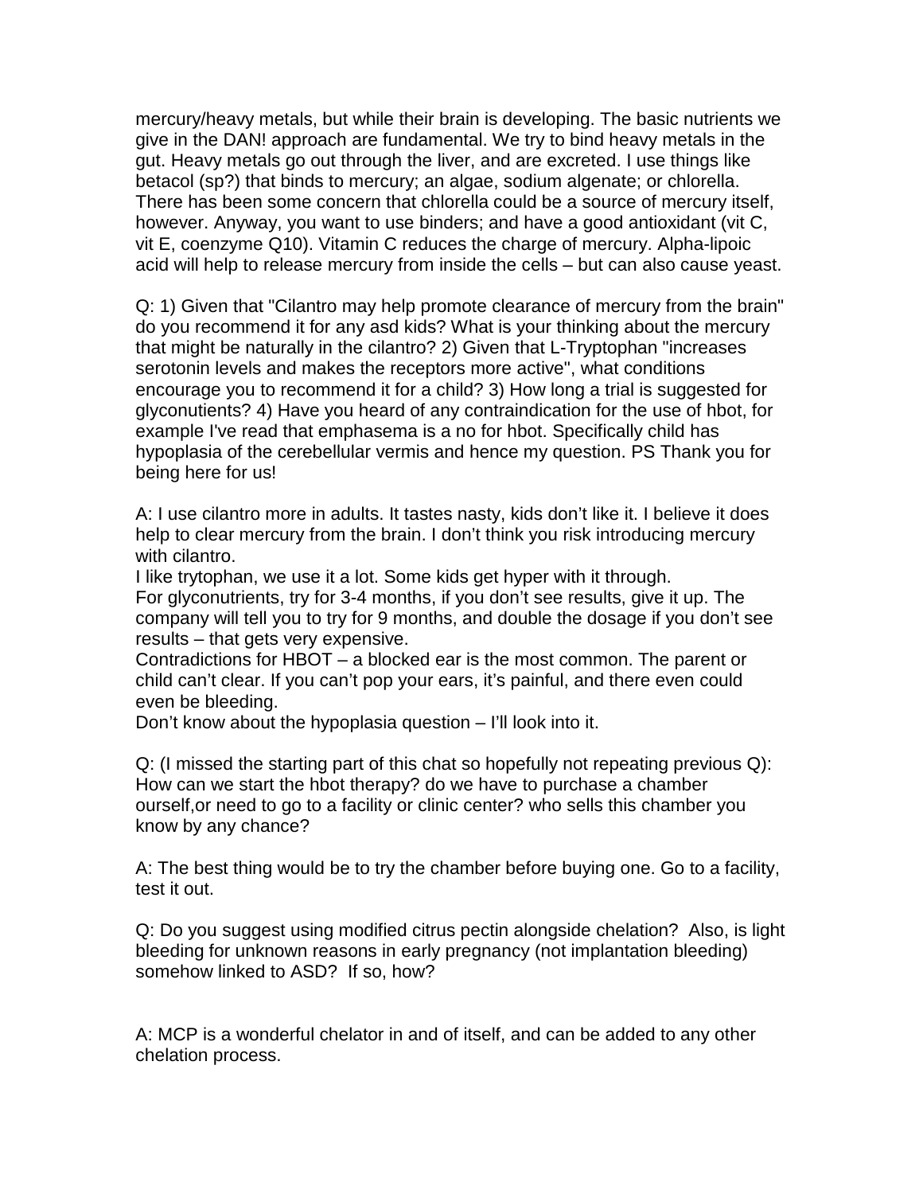mercury/heavy metals, but while their brain is developing. The basic nutrients we give in the DAN! approach are fundamental. We try to bind heavy metals in the gut. Heavy metals go out through the liver, and are excreted. I use things like betacol (sp?) that binds to mercury; an algae, sodium algenate; or chlorella. There has been some concern that chlorella could be a source of mercury itself, however. Anyway, you want to use binders; and have a good antioxidant (vit C, vit E, coenzyme Q10). Vitamin C reduces the charge of mercury. Alpha-lipoic acid will help to release mercury from inside the cells – but can also cause yeast.

Q: 1) Given that "Cilantro may help promote clearance of mercury from the brain" do you recommend it for any asd kids? What is your thinking about the mercury that might be naturally in the cilantro? 2) Given that L-Tryptophan "increases serotonin levels and makes the receptors more active", what conditions encourage you to recommend it for a child? 3) How long a trial is suggested for glyconutients? 4) Have you heard of any contraindication for the use of hbot, for example I've read that emphasema is a no for hbot. Specifically child has hypoplasia of the cerebellular vermis and hence my question. PS Thank you for being here for us!

A: I use cilantro more in adults. It tastes nasty, kids don't like it. I believe it does help to clear mercury from the brain. I don't think you risk introducing mercury with cilantro.
I like trytophan, we use it a lot. Some kids get hyper with it through.
For glyconutrients, try for 3-4 months, if you don't see results, give it up. The company will tell you to try for 9 months, and double the dosage if you don't see results – that gets very expensive.
Contradictions for HBOT – a blocked ear is the most common. The parent or child can't clear. If you can't pop your ears, it's painful, and there even could even be bleeding.
Don't know about the hypoplasia question – I'll look into it.

Q: (I missed the starting part of this chat so hopefully not repeating previous Q): How can we start the hbot therapy? do we have to purchase a chamber ourself,or need to go to a facility or clinic center? who sells this chamber you know by any chance?

A: The best thing would be to try the chamber before buying one. Go to a facility, test it out.

Q: Do you suggest using modified citrus pectin alongside chelation? Also, is light bleeding for unknown reasons in early pregnancy (not implantation bleeding) somehow linked to ASD? If so, how?

A: MCP is a wonderful chelator in and of itself, and can be added to any other chelation process.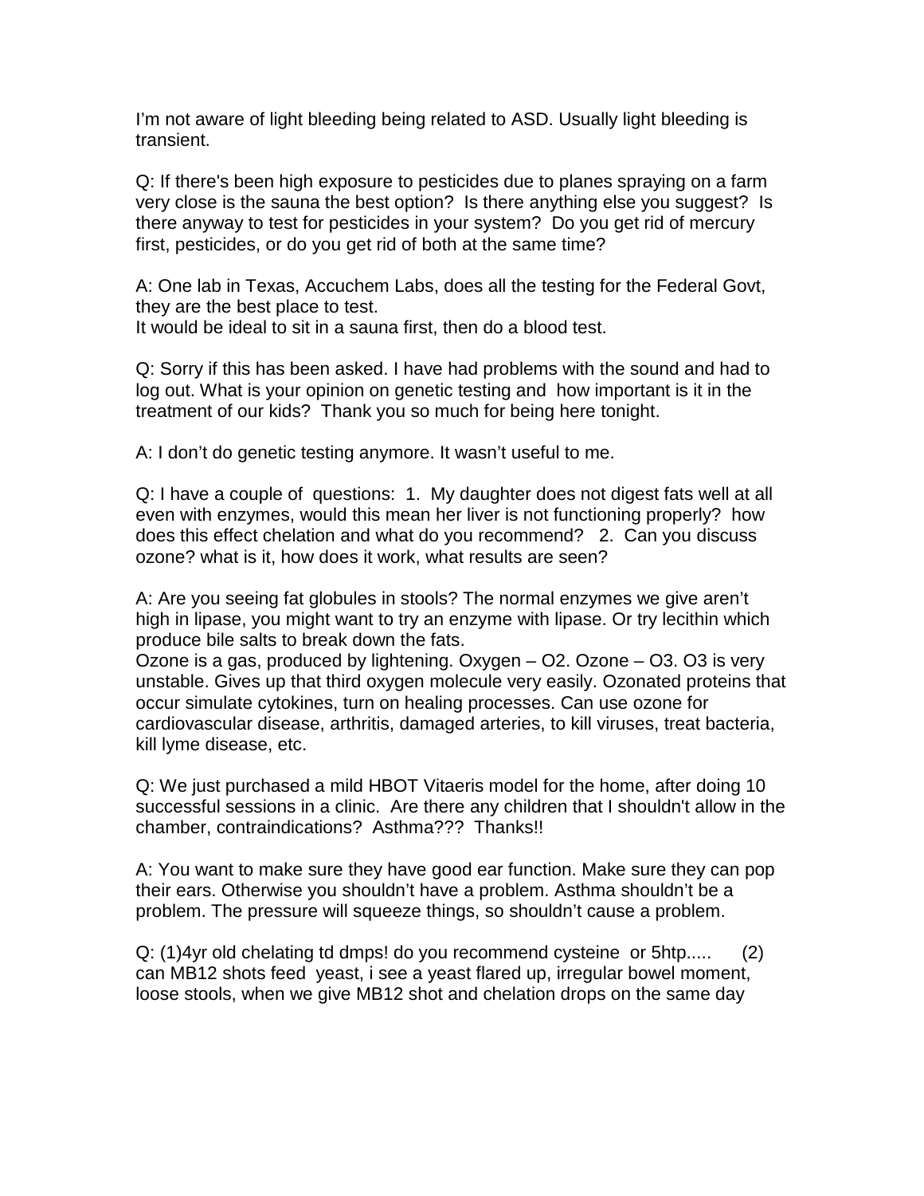I'm not aware of light bleeding being related to ASD. Usually light bleeding is transient.

Q: If there's been high exposure to pesticides due to planes spraying on a farm very close is the sauna the best option? Is there anything else you suggest? Is there anyway to test for pesticides in your system? Do you get rid of mercury first, pesticides, or do you get rid of both at the same time?

A: One lab in Texas, Accuchem Labs, does all the testing for the Federal Govt, they are the best place to test.
It would be ideal to sit in a sauna first, then do a blood test.

Q: Sorry if this has been asked. I have had problems with the sound and had to log out. What is your opinion on genetic testing and how important is it in the treatment of our kids? Thank you so much for being here tonight.

A: I don't do genetic testing anymore. It wasn't useful to me.

Q: I have a couple of questions: 1. My daughter does not digest fats well at all even with enzymes, would this mean her liver is not functioning properly? how does this effect chelation and what do you recommend? 2. Can you discuss ozone? what is it, how does it work, what results are seen?

A: Are you seeing fat globules in stools? The normal enzymes we give aren't high in lipase, you might want to try an enzyme with lipase. Or try lecithin which produce bile salts to break down the fats.
Ozone is a gas, produced by lightening. Oxygen – $O_2$. Ozone – $O_3$. $O_3$ is very unstable. Gives up that third oxygen molecule very easily. Ozonated proteins that occur simulate cytokines, turn on healing processes. Can use ozone for cardiovascular disease, arthritis, damaged arteries, to kill viruses, treat bacteria, kill lyme disease, etc.

Q: We just purchased a mild HBOT Vitaeris model for the home, after doing 10 successful sessions in a clinic. Are there any children that I shouldn't allow in the chamber, contraindications? Asthma??? Thanks!!

A: You want to make sure they have good ear function. Make sure they can pop their ears. Otherwise you shouldn't have a problem. Asthma shouldn't be a problem. The pressure will squeeze things, so shouldn't cause a problem.

Q: (1)4yr old chelating td dmps! do you recommend cysteine or 5htp..... (2) can MB12 shots feed yeast, i see a yeast flared up, irregular bowel moment, loose stools, when we give MB12 shot and chelation drops on the same day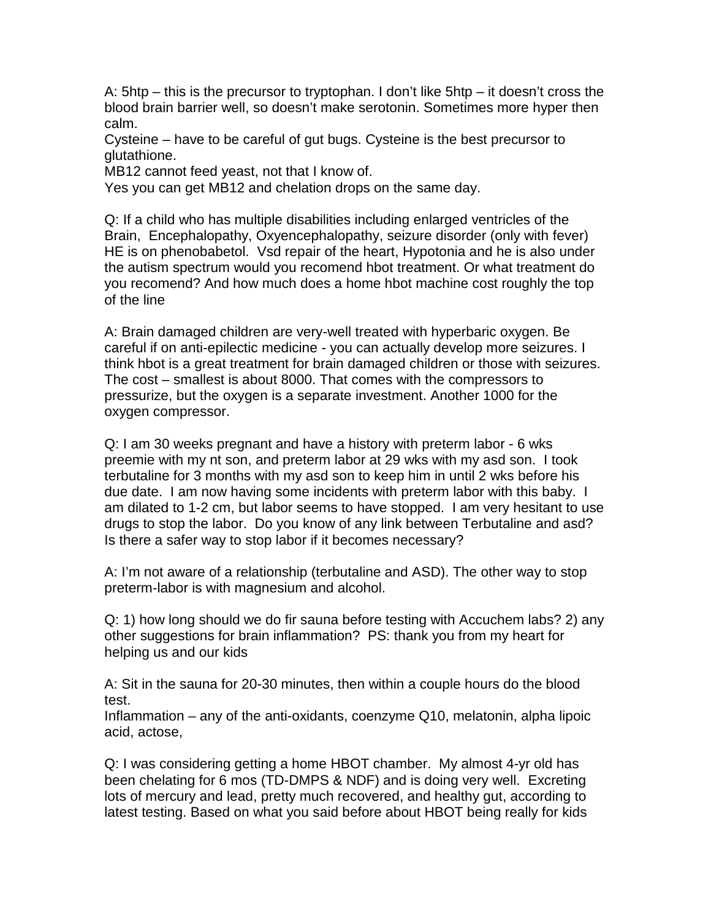A: 5htp – this is the precursor to tryptophan. I don't like 5htp – it doesn't cross the blood brain barrier well, so doesn't make serotonin. Sometimes more hyper then calm.
Cysteine – have to be careful of gut bugs. Cysteine is the best precursor to glutathione.
MB12 cannot feed yeast, not that I know of.
Yes you can get MB12 and chelation drops on the same day.

Q: If a child who has multiple disabilities including enlarged ventricles of the Brain, Encephalopathy, Oxyencephalopathy, seizure disorder (only with fever) HE is on phenobabetol. Vsd repair of the heart, Hypotonia and he is also under the autism spectrum would you recomend hbot treatment. Or what treatment do you recomend? And how much does a home hbot machine cost roughly the top of the line

A: Brain damaged children are very-well treated with hyperbaric oxygen. Be careful if on anti-epilectic medicine - you can actually develop more seizures. I think hbot is a great treatment for brain damaged children or those with seizures. The cost – smallest is about 8000. That comes with the compressors to pressurize, but the oxygen is a separate investment. Another 1000 for the oxygen compressor.

Q: I am 30 weeks pregnant and have a history with preterm labor - 6 wks preemie with my nt son, and preterm labor at 29 wks with my asd son. I took terbutaline for 3 months with my asd son to keep him in until 2 wks before his due date. I am now having some incidents with preterm labor with this baby. I am dilated to 1-2 cm, but labor seems to have stopped. I am very hesitant to use drugs to stop the labor. Do you know of any link between Terbutaline and asd? Is there a safer way to stop labor if it becomes necessary?

A: I'm not aware of a relationship (terbutaline and ASD). The other way to stop preterm-labor is with magnesium and alcohol.

Q: 1) how long should we do fir sauna before testing with Accuchem labs? 2) any other suggestions for brain inflammation? PS: thank you from my heart for helping us and our kids

A: Sit in the sauna for 20-30 minutes, then within a couple hours do the blood test.
Inflammation – any of the anti-oxidants, coenzyme Q10, melatonin, alpha lipoic acid, actose,

Q: I was considering getting a home HBOT chamber. My almost 4-yr old has been chelating for 6 mos (TD-DMPS & NDF) and is doing very well. Excreting lots of mercury and lead, pretty much recovered, and healthy gut, according to latest testing. Based on what you said before about HBOT being really for kids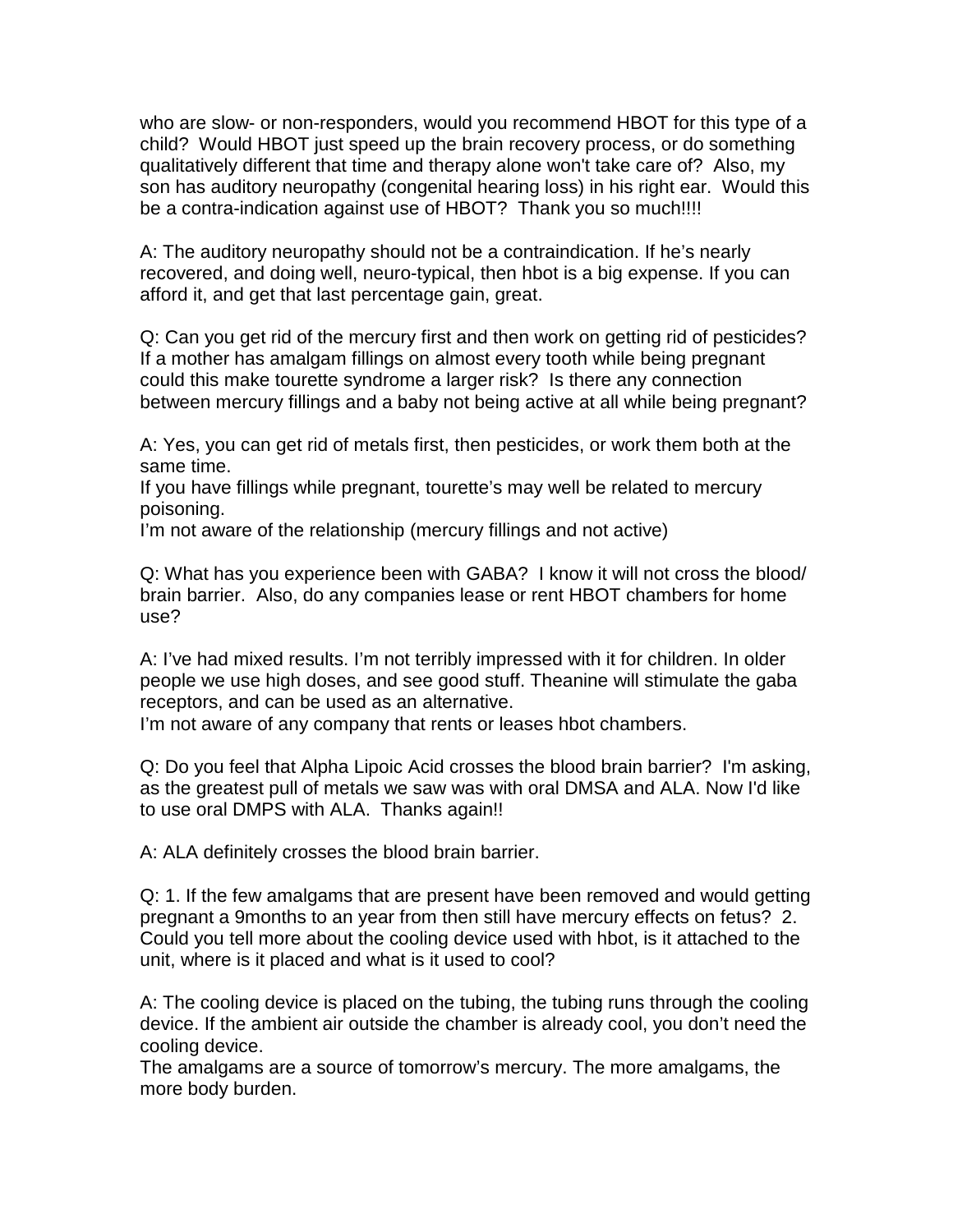who are slow- or non-responders, would you recommend HBOT for this type of a child? Would HBOT just speed up the brain recovery process, or do something qualitatively different that time and therapy alone won't take care of? Also, my son has auditory neuropathy (congenital hearing loss) in his right ear. Would this be a contra-indication against use of HBOT? Thank you so much!!!!

A: The auditory neuropathy should not be a contraindication. If he's nearly recovered, and doing well, neuro-typical, then hbot is a big expense. If you can afford it, and get that last percentage gain, great.

Q: Can you get rid of the mercury first and then work on getting rid of pesticides? If a mother has amalgam fillings on almost every tooth while being pregnant could this make tourette syndrome a larger risk? Is there any connection between mercury fillings and a baby not being active at all while being pregnant?

A: Yes, you can get rid of metals first, then pesticides, or work them both at the same time.
If you have fillings while pregnant, tourette's may well be related to mercury poisoning.
I'm not aware of the relationship (mercury fillings and not active)

Q: What has you experience been with GABA? I know it will not cross the blood/ brain barrier. Also, do any companies lease or rent HBOT chambers for home use?

A: I've had mixed results. I'm not terribly impressed with it for children. In older people we use high doses, and see good stuff. Theanine will stimulate the gaba receptors, and can be used as an alternative.
I'm not aware of any company that rents or leases hbot chambers.

Q: Do you feel that Alpha Lipoic Acid crosses the blood brain barrier? I'm asking, as the greatest pull of metals we saw was with oral DMSA and ALA. Now I'd like to use oral DMPS with ALA. Thanks again!!

A: ALA definitely crosses the blood brain barrier.

Q: 1. If the few amalgams that are present have been removed and would getting pregnant a 9months to an year from then still have mercury effects on fetus? 2. Could you tell more about the cooling device used with hbot, is it attached to the unit, where is it placed and what is it used to cool?

A: The cooling device is placed on the tubing, the tubing runs through the cooling device. If the ambient air outside the chamber is already cool, you don't need the cooling device.
The amalgams are a source of tomorrow's mercury. The more amalgams, the more body burden.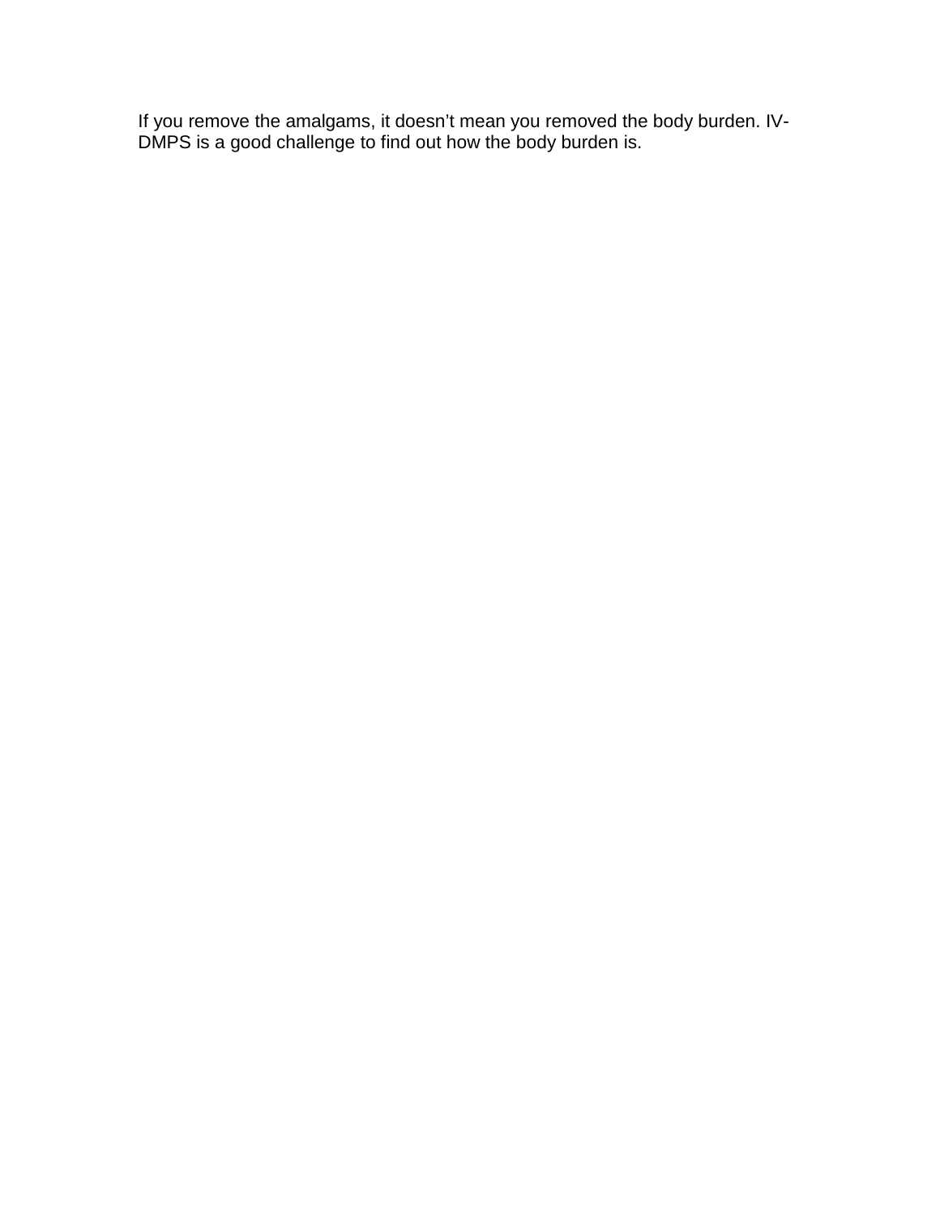If you remove the amalgams, it doesn’t mean you removed the body burden. IV-DMPS is a good challenge to find out how the body burden is.